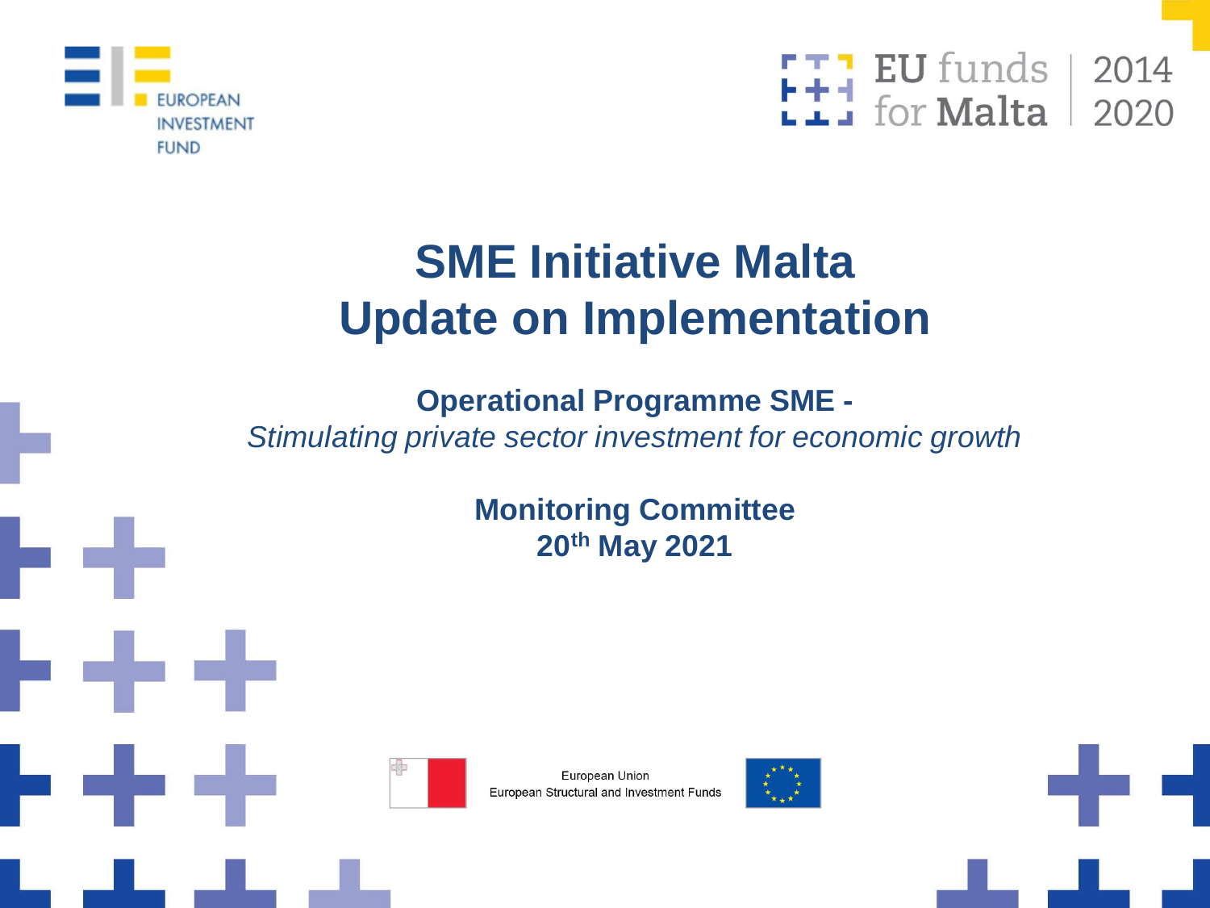EUROPEAN INVESTMENT FUND

EU funds for Malta 2014 2020

# SME Initiative Malta
# Update on Implementation

**Operational Programme SME -**
*Stimulating private sector investment for economic growth*

**Monitoring Committee**
**20th May 2021**

European Union
European Structural and Investment Funds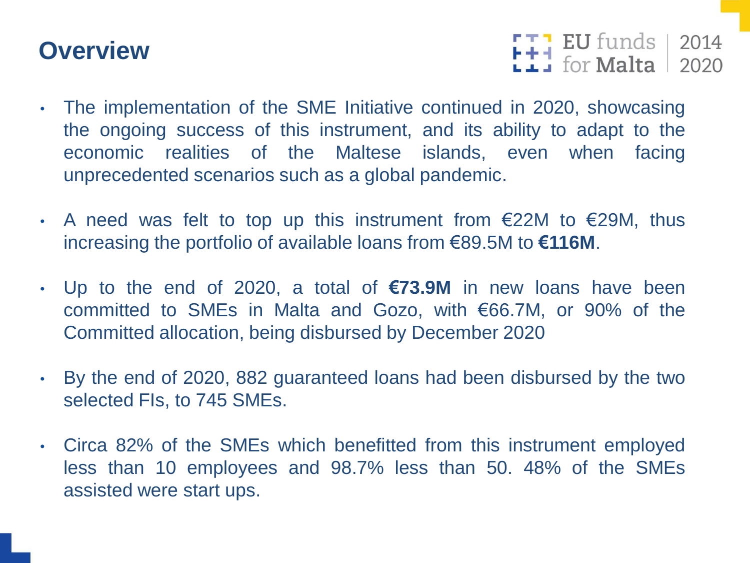# Overview

- The implementation of the SME Initiative continued in 2020, showcasing the ongoing success of this instrument, and its ability to adapt to the economic realities of the Maltese islands, even when facing unprecedented scenarios such as a global pandemic.
- A need was felt to top up this instrument from €22M to €29M, thus increasing the portfolio of available loans from €89.5M to **€116M**.
- Up to the end of 2020, a total of **€73.9M** in new loans have been committed to SMEs in Malta and Gozo, with €66.7M, or 90% of the Committed allocation, being disbursed by December 2020
- By the end of 2020, 882 guaranteed loans had been disbursed by the two selected FIs, to 745 SMEs.
- Circa 82% of the SMEs which benefitted from this instrument employed less than 10 employees and 98.7% less than 50. 48% of the SMEs assisted were start ups.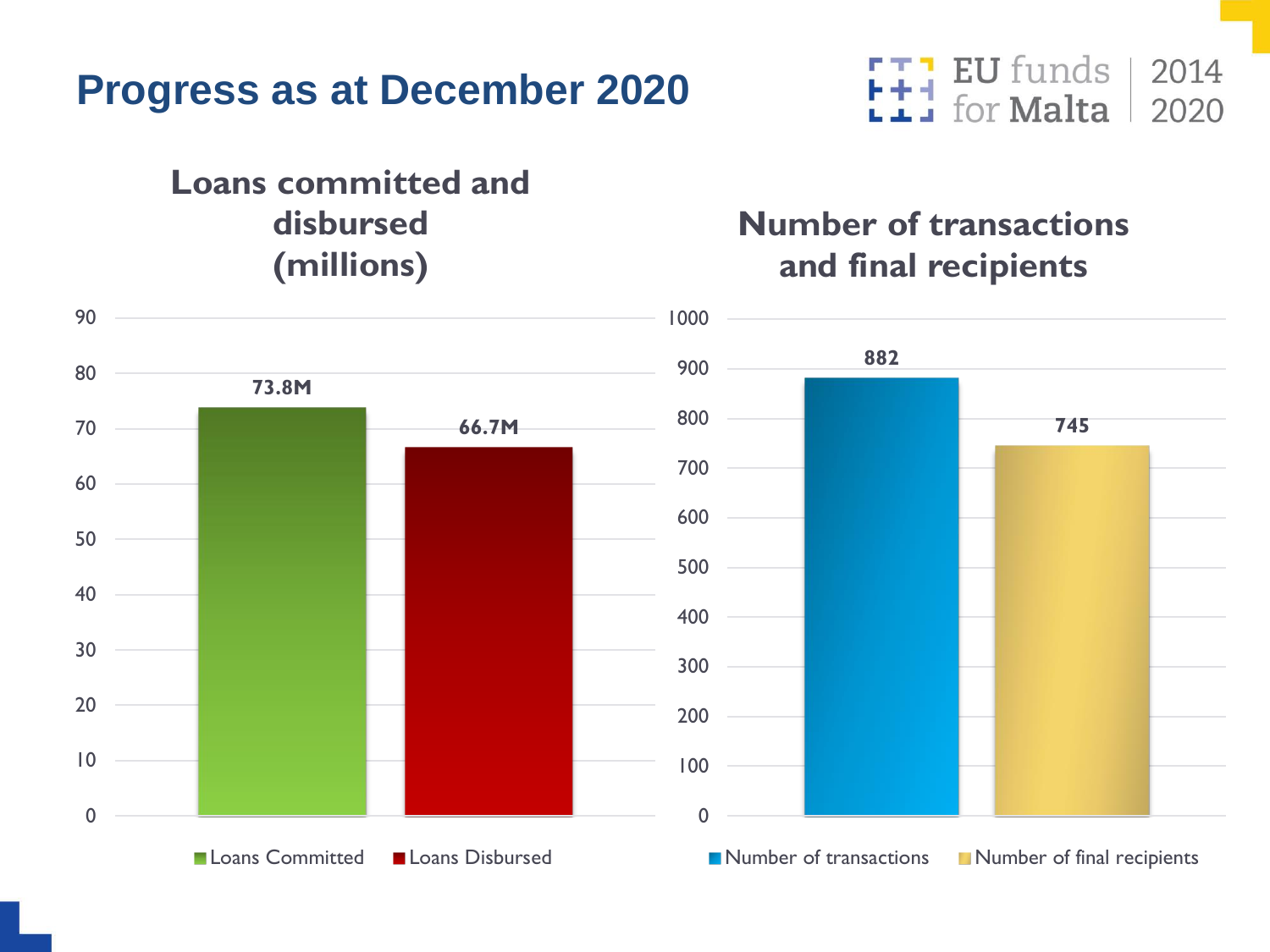# Progress as at December 2020

EU funds for Malta 2014 2020

## Loans committed and disbursed (millions)

| | Loans Committed | Loans Disbursed |
| --- | --- | --- |
| Value | 73.8M | 66.7M |

## Number of transactions and final recipients

| | Number of transactions | Number of final recipients |
| --- | --- | --- |
| Value | 882 | 745 |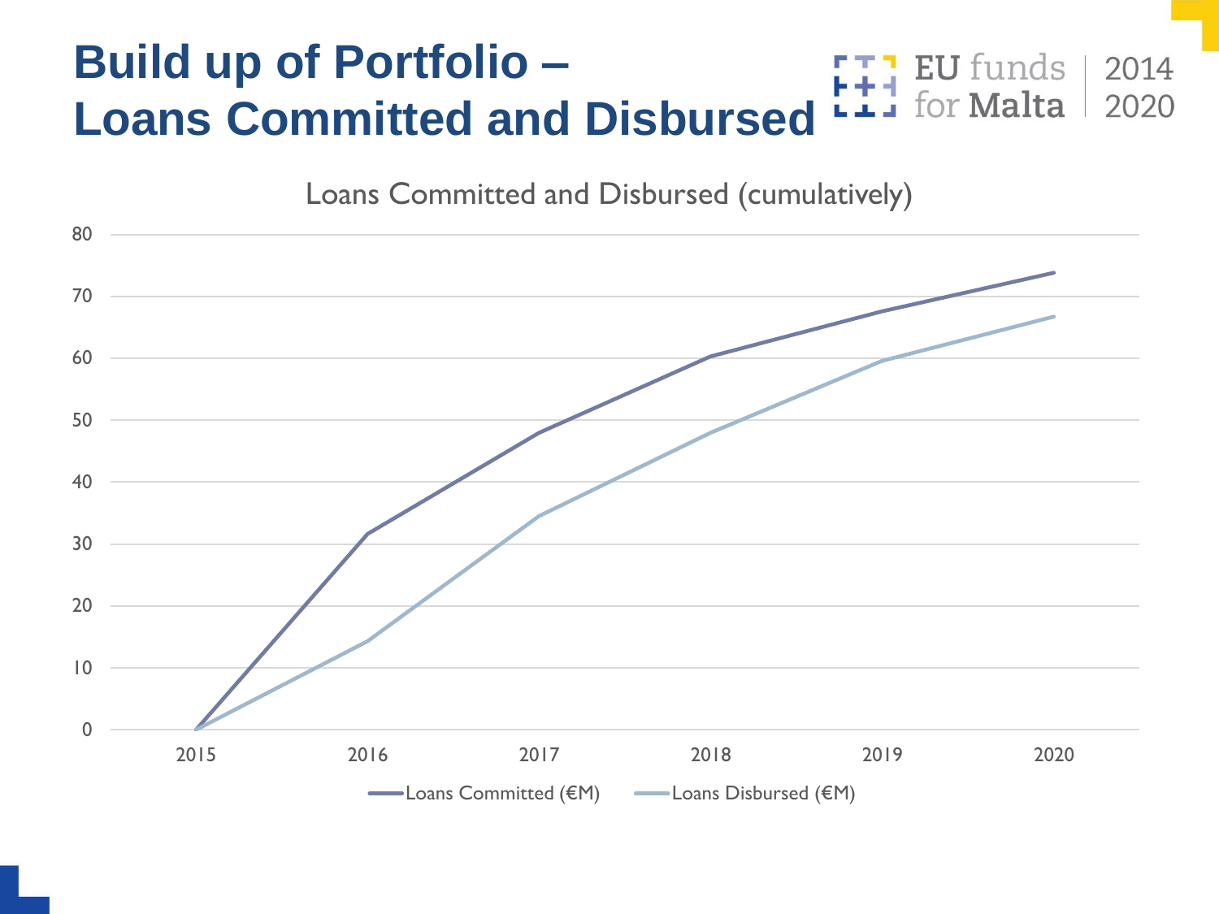# Build up of Portfolio – Loans Committed and Disbursed

EU funds for Malta 2014 2020

Loans Committed and Disbursed (cumulatively)

80
70
60
50
40
30
20
10
0

2015 2016 2017 2018 2019 2020

Loans Committed (€M) Loans Disbursed (€M)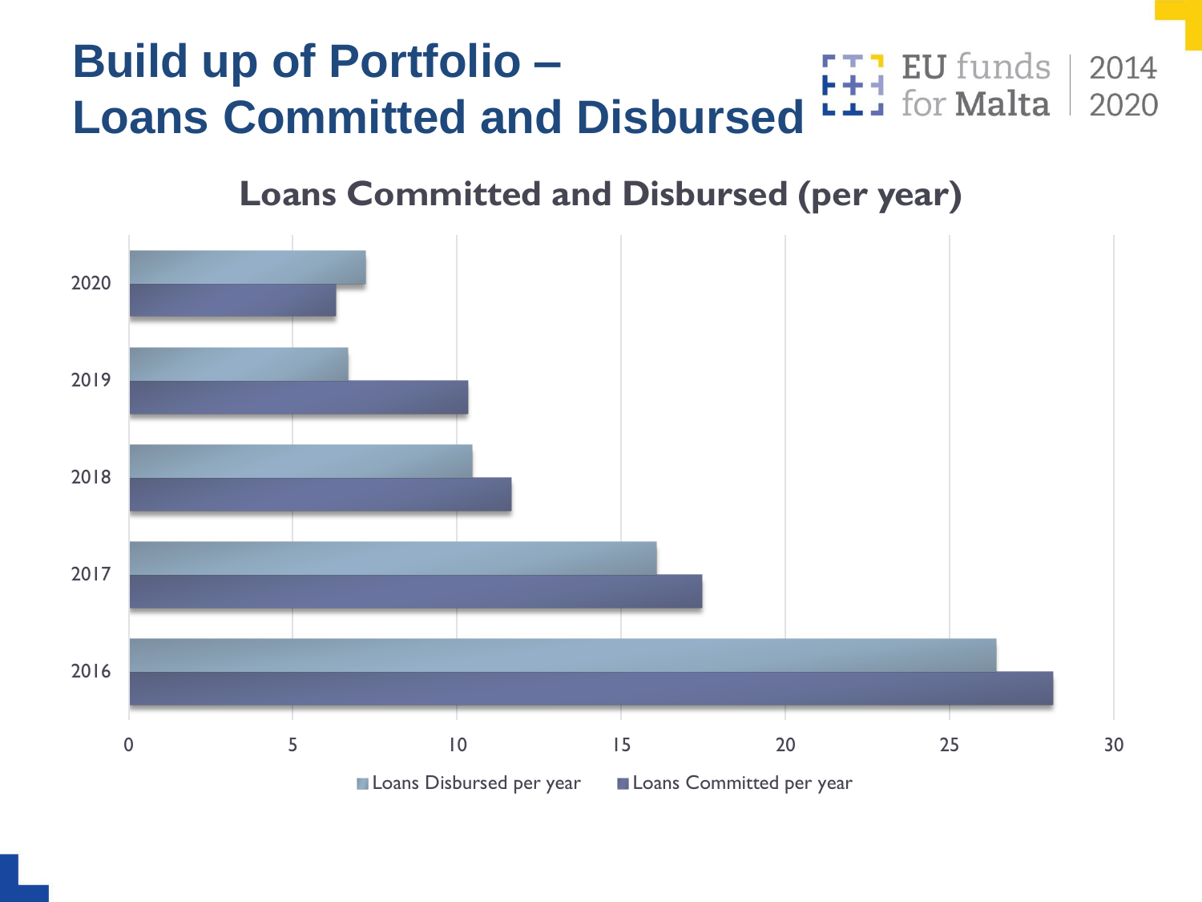# Build up of Portfolio – Loans Committed and Disbursed

EU funds for Malta 2014 2020

## Loans Committed and Disbursed (per year)

| Year | Loans Disbursed per year | Loans Committed per year |
|---|---|---|
| 2020 | ~7.2 | ~6.3 |
| 2019 | ~6.7 | ~10.3 |
| 2018 | ~10.5 | ~11.6 |
| 2017 | ~16.1 | ~17.5 |
| 2016 | ~26.4 | ~28.1 |

Loans Disbursed per year ■ Loans Committed per year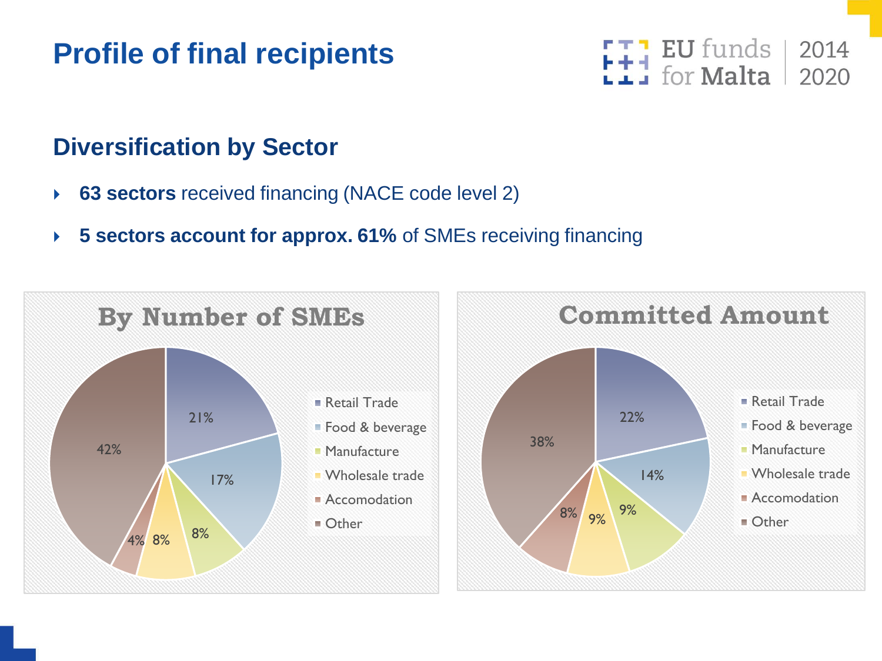# Profile of final recipients

## Diversification by Sector

- **63 sectors** received financing (NACE code level 2)
- **5 sectors account for approx. 61%** of SMEs receiving financing

### By Number of SMEs

| Sector | Share |
|---|---|
| Retail Trade | 21% |
| Food & beverage | 17% |
| Manufacture | 8% |
| Wholesale trade | 8% |
| Accomodation | 4% |
| Other | 42% |

### Committed Amount

| Sector | Share |
|---|---|
| Retail Trade | 22% |
| Food & beverage | 14% |
| Manufacture | 9% |
| Wholesale trade | 9% |
| Accomodation | 8% |
| Other | 38% |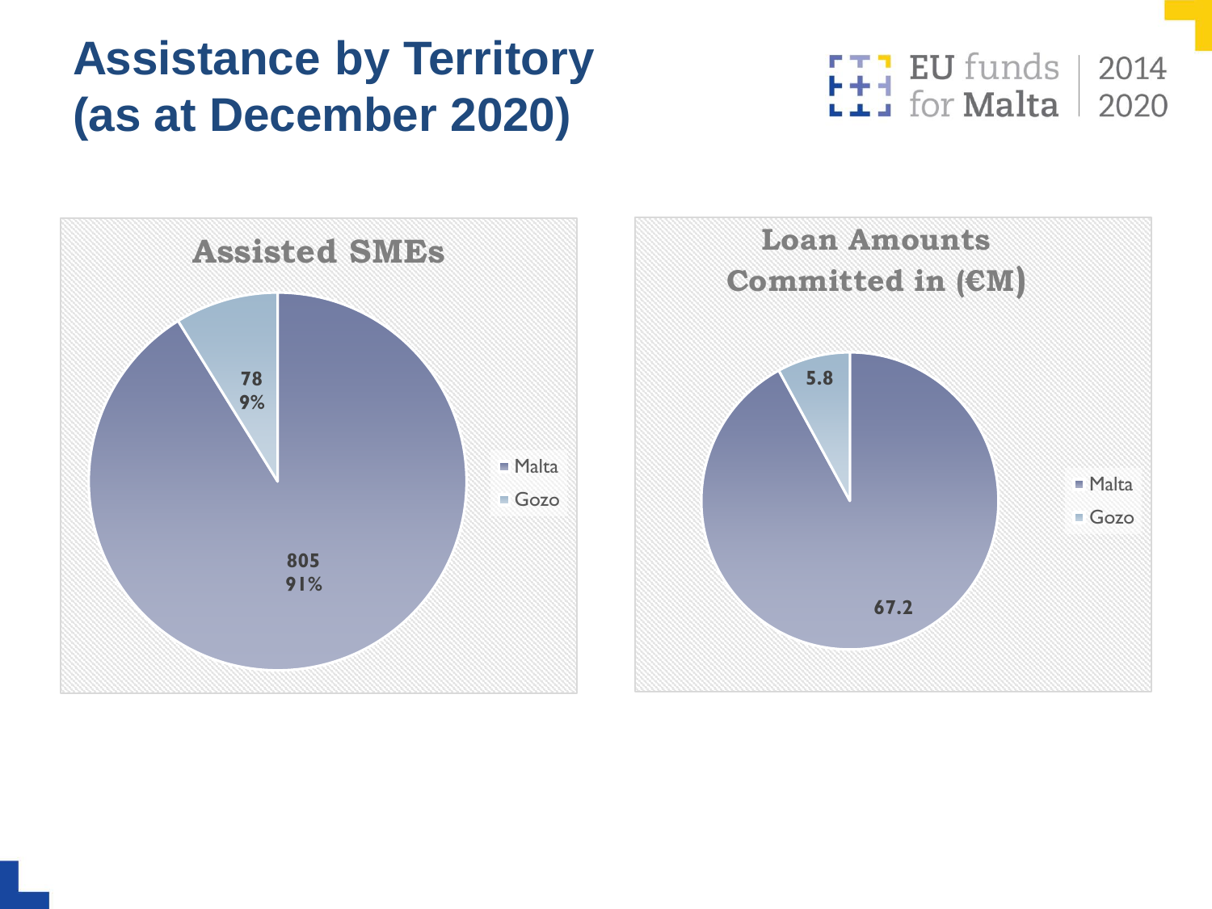# Assistance by Territory (as at December 2020)

EU funds for Malta 2014 2020

## Assisted SMEs

| Territory | Assisted SMEs | Share |
|---|---|---|
| Malta | 805 | 91% |
| Gozo | 78 | 9% |

## Loan Amounts Committed in (€M)

| Territory | Loan Amounts Committed (€M) |
|---|---|
| Malta | 67.2 |
| Gozo | 5.8 |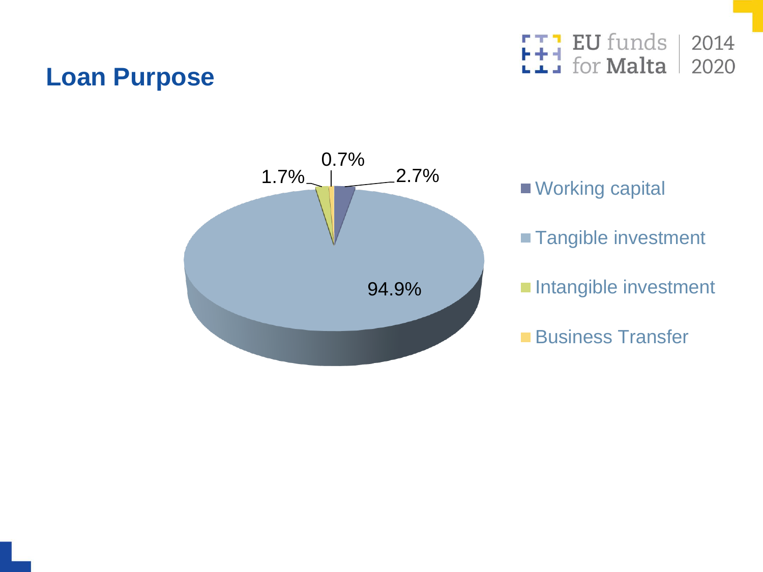## Loan Purpose

| Loan Purpose | Share |
| --- | --- |
| Working capital | 2.7% |
| Tangible investment | 94.9% |
| Intangible investment | 1.7% |
| Business Transfer | 0.7% |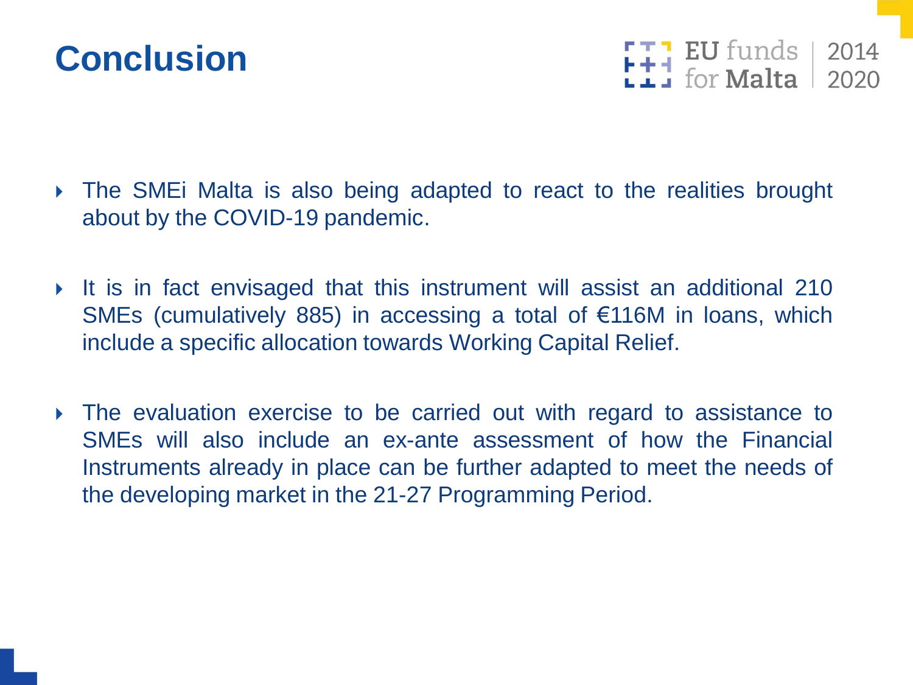# Conclusion

- The SMEi Malta is also being adapted to react to the realities brought about by the COVID-19 pandemic.

- It is in fact envisaged that this instrument will assist an additional 210 SMEs (cumulatively 885) in accessing a total of €116M in loans, which include a specific allocation towards Working Capital Relief.

- The evaluation exercise to be carried out with regard to assistance to SMEs will also include an ex-ante assessment of how the Financial Instruments already in place can be further adapted to meet the needs of the developing market in the 21-27 Programming Period.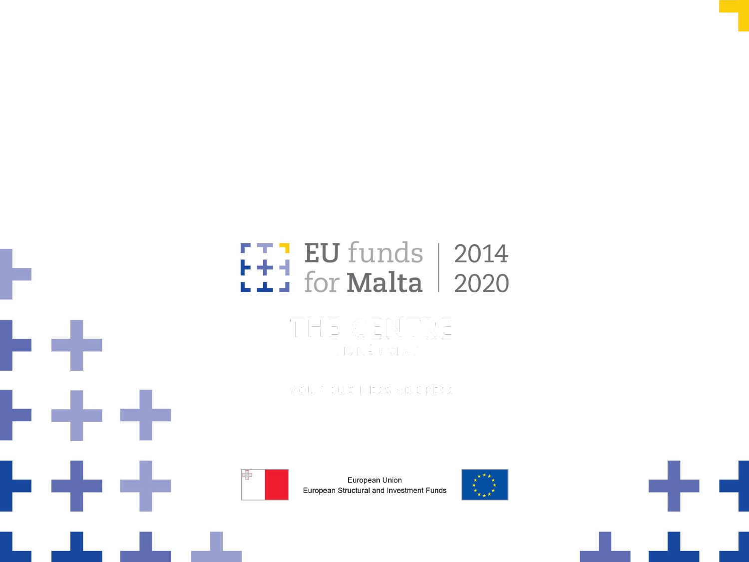EU funds for Malta | 2014 2020

THE CENTRE

HERE POINT

YOUR BUSINESS ADDRESS

European Union
European Structural and Investment Funds